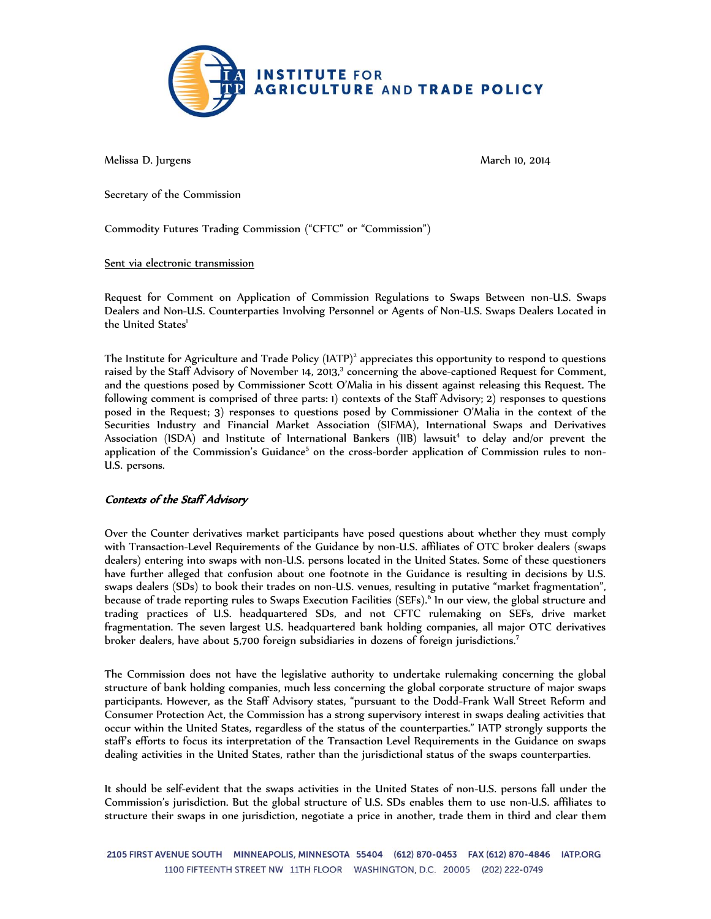INSTITUTE FOR AGRICULTURE AND TRADE POLICY

Melissa D. Jurgens

March 10, 2014

Secretary of the Commission

Commodity Futures Trading Commission ("CFTC" or "Commission")

Sent via electronic transmission

Request for Comment on Application of Commission Regulations to Swaps Between non-U.S. Swaps Dealers and Non-U.S. Counterparties Involving Personnel or Agents of Non-U.S. Swaps Dealers Located in the United States[1]

The Institute for Agriculture and Trade Policy (IATP)[2] appreciates this opportunity to respond to questions raised by the Staff Advisory of November 14, 2013,[3] concerning the above-captioned Request for Comment, and the questions posed by Commissioner Scott O'Malia in his dissent against releasing this Request. The following comment is comprised of three parts: 1) contexts of the Staff Advisory; 2) responses to questions posed in the Request; 3) responses to questions posed by Commissioner O'Malia in the context of the Securities Industry and Financial Market Association (SIFMA), International Swaps and Derivatives Association (ISDA) and Institute of International Bankers (IIB) lawsuit[4] to delay and/or prevent the application of the Commission's Guidance[5] on the cross-border application of Commission rules to non-U.S. persons.

### *Contexts of the Staff Advisory*

Over the Counter derivatives market participants have posed questions about whether they must comply with Transaction-Level Requirements of the Guidance by non-U.S. affiliates of OTC broker dealers (swaps dealers) entering into swaps with non-U.S. persons located in the United States. Some of these questioners have further alleged that confusion about one footnote in the Guidance is resulting in decisions by U.S. swaps dealers (SDs) to book their trades on non-U.S. venues, resulting in putative "market fragmentation", because of trade reporting rules to Swaps Execution Facilities (SEFs).[6] In our view, the global structure and trading practices of U.S. headquartered SDs, and not CFTC rulemaking on SEFs, drive market fragmentation. The seven largest U.S. headquartered bank holding companies, all major OTC derivatives broker dealers, have about 5,700 foreign subsidiaries in dozens of foreign jurisdictions.[7]

The Commission does not have the legislative authority to undertake rulemaking concerning the global structure of bank holding companies, much less concerning the global corporate structure of major swaps participants. However, as the Staff Advisory states, "pursuant to the Dodd-Frank Wall Street Reform and Consumer Protection Act, the Commission has a strong supervisory interest in swaps dealing activities that occur within the United States, regardless of the status of the counterparties." IATP strongly supports the staff's efforts to focus its interpretation of the Transaction Level Requirements in the Guidance on swaps dealing activities in the United States, rather than the jurisdictional status of the swaps counterparties.

It should be self-evident that the swaps activities in the United States of non-U.S. persons fall under the Commission's jurisdiction. But the global structure of U.S. SDs enables them to use non-U.S. affiliates to structure their swaps in one jurisdiction, negotiate a price in another, trade them in third and clear them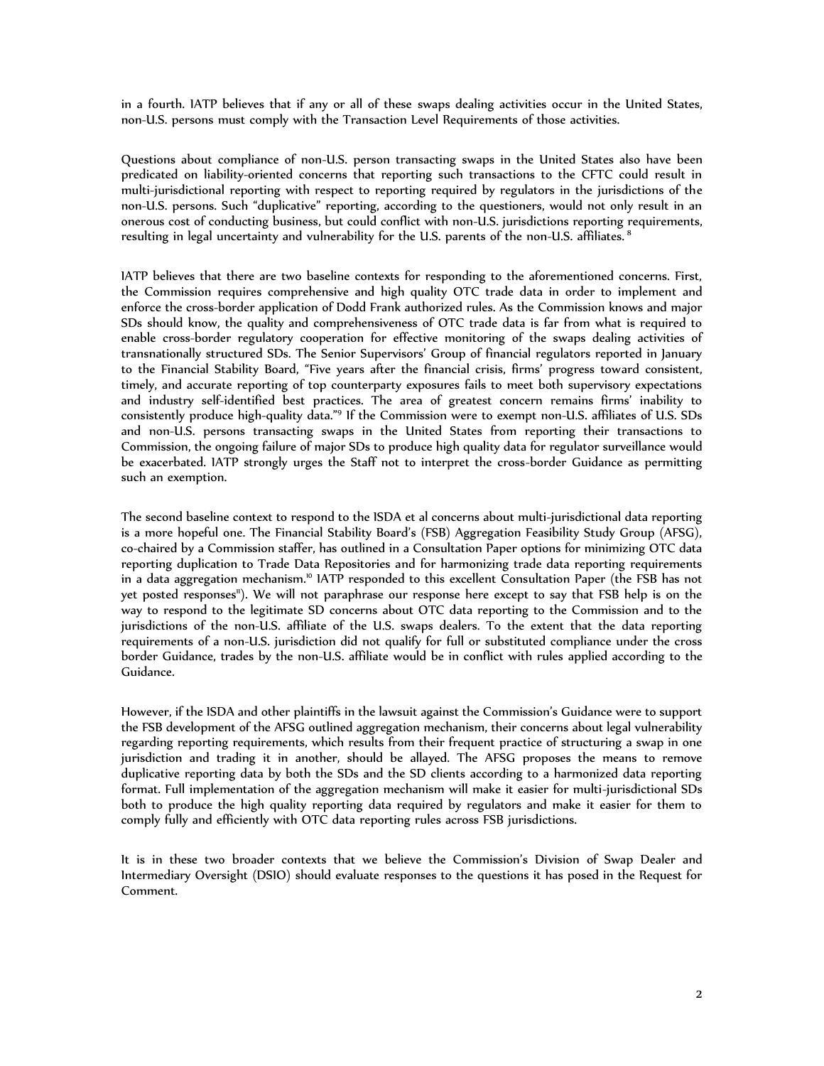in a fourth. IATP believes that if any or all of these swaps dealing activities occur in the United States, non-U.S. persons must comply with the Transaction Level Requirements of those activities.

Questions about compliance of non-U.S. person transacting swaps in the United States also have been predicated on liability-oriented concerns that reporting such transactions to the CFTC could result in multi-jurisdictional reporting with respect to reporting required by regulators in the jurisdictions of the non-U.S. persons. Such "duplicative" reporting, according to the questioners, would not only result in an onerous cost of conducting business, but could conflict with non-U.S. jurisdictions reporting requirements, resulting in legal uncertainty and vulnerability for the U.S. parents of the non-U.S. affiliates. [8]

IATP believes that there are two baseline contexts for responding to the aforementioned concerns. First, the Commission requires comprehensive and high quality OTC trade data in order to implement and enforce the cross-border application of Dodd Frank authorized rules. As the Commission knows and major SDs should know, the quality and comprehensiveness of OTC trade data is far from what is required to enable cross-border regulatory cooperation for effective monitoring of the swaps dealing activities of transnationally structured SDs. The Senior Supervisors' Group of financial regulators reported in January to the Financial Stability Board, "Five years after the financial crisis, firms' progress toward consistent, timely, and accurate reporting of top counterparty exposures fails to meet both supervisory expectations and industry self-identified best practices. The area of greatest concern remains firms' inability to consistently produce high-quality data."[9] If the Commission were to exempt non-U.S. affiliates of U.S. SDs and non-U.S. persons transacting swaps in the United States from reporting their transactions to Commission, the ongoing failure of major SDs to produce high quality data for regulator surveillance would be exacerbated. IATP strongly urges the Staff not to interpret the cross-border Guidance as permitting such an exemption.

The second baseline context to respond to the ISDA et al concerns about multi-jurisdictional data reporting is a more hopeful one. The Financial Stability Board's (FSB) Aggregation Feasibility Study Group (AFSG), co-chaired by a Commission staffer, has outlined in a Consultation Paper options for minimizing OTC data reporting duplication to Trade Data Repositories and for harmonizing trade data reporting requirements in a data aggregation mechanism.[10] IATP responded to this excellent Consultation Paper (the FSB has not yet posted responses[11]). We will not paraphrase our response here except to say that FSB help is on the way to respond to the legitimate SD concerns about OTC data reporting to the Commission and to the jurisdictions of the non-U.S. affiliate of the U.S. swaps dealers. To the extent that the data reporting requirements of a non-U.S. jurisdiction did not qualify for full or substituted compliance under the cross border Guidance, trades by the non-U.S. affiliate would be in conflict with rules applied according to the Guidance.

However, if the ISDA and other plaintiffs in the lawsuit against the Commission's Guidance were to support the FSB development of the AFSG outlined aggregation mechanism, their concerns about legal vulnerability regarding reporting requirements, which results from their frequent practice of structuring a swap in one jurisdiction and trading it in another, should be allayed. The AFSG proposes the means to remove duplicative reporting data by both the SDs and the SD clients according to a harmonized data reporting format. Full implementation of the aggregation mechanism will make it easier for multi-jurisdictional SDs both to produce the high quality reporting data required by regulators and make it easier for them to comply fully and efficiently with OTC data reporting rules across FSB jurisdictions.

It is in these two broader contexts that we believe the Commission's Division of Swap Dealer and Intermediary Oversight (DSIO) should evaluate responses to the questions it has posed in the Request for Comment.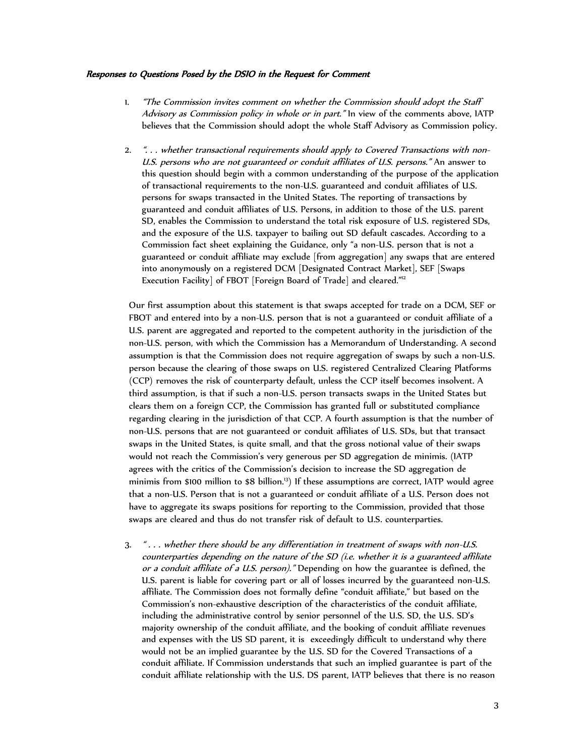***Responses to Questions Posed by the DSIO in the Request for Comment***

1. *"The Commission invites comment on whether the Commission should adopt the Staff Advisory as Commission policy in whole or in part."* In view of the comments above, IATP believes that the Commission should adopt the whole Staff Advisory as Commission policy.

2. *". . . whether transactional requirements should apply to Covered Transactions with non-U.S. persons who are not guaranteed or conduit affiliates of U.S. persons."* An answer to this question should begin with a common understanding of the purpose of the application of transactional requirements to the non-U.S. guaranteed and conduit affiliates of U.S. persons for swaps transacted in the United States. The reporting of transactions by guaranteed and conduit affiliates of U.S. Persons, in addition to those of the U.S. parent SD, enables the Commission to understand the total risk exposure of U.S. registered SDs, and the exposure of the U.S. taxpayer to bailing out SD default cascades. According to a Commission fact sheet explaining the Guidance, only "a non-U.S. person that is not a guaranteed or conduit affiliate may exclude [from aggregation] any swaps that are entered into anonymously on a registered DCM [Designated Contract Market], SEF [Swaps Execution Facility] of FBOT [Foreign Board of Trade] and cleared."[12]

   Our first assumption about this statement is that swaps accepted for trade on a DCM, SEF or FBOT and entered into by a non-U.S. person that is not a guaranteed or conduit affiliate of a U.S. parent are aggregated and reported to the competent authority in the jurisdiction of the non-U.S. person, with which the Commission has a Memorandum of Understanding. A second assumption is that the Commission does not require aggregation of swaps by such a non-U.S. person because the clearing of those swaps on U.S. registered Centralized Clearing Platforms (CCP) removes the risk of counterparty default, unless the CCP itself becomes insolvent. A third assumption, is that if such a non-U.S. person transacts swaps in the United States but clears them on a foreign CCP, the Commission has granted full or substituted compliance regarding clearing in the jurisdiction of that CCP. A fourth assumption is that the number of non-U.S. persons that are not guaranteed or conduit affiliates of U.S. SDs, but that transact swaps in the United States, is quite small, and that the gross notional value of their swaps would not reach the Commission's very generous per SD aggregation de minimis. (IATP agrees with the critics of the Commission's decision to increase the SD aggregation de minimis from $100 million to $8 billion.[13]) If these assumptions are correct, IATP would agree that a non-U.S. Person that is not a guaranteed or conduit affiliate of a U.S. Person does not have to aggregate its swaps positions for reporting to the Commission, provided that those swaps are cleared and thus do not transfer risk of default to U.S. counterparties.

3. *" . . . whether there should be any differentiation in treatment of swaps with non-U.S. counterparties depending on the nature of the SD (i.e. whether it is a guaranteed affiliate or a conduit affiliate of a U.S. person)."* Depending on how the guarantee is defined, the U.S. parent is liable for covering part or all of losses incurred by the guaranteed non-U.S. affiliate. The Commission does not formally define "conduit affiliate," but based on the Commission's non-exhaustive description of the characteristics of the conduit affiliate, including the administrative control by senior personnel of the U.S. SD, the U.S. SD's majority ownership of the conduit affiliate, and the booking of conduit affiliate revenues and expenses with the US SD parent, it is exceedingly difficult to understand why there would not be an implied guarantee by the U.S. SD for the Covered Transactions of a conduit affiliate. If Commission understands that such an implied guarantee is part of the conduit affiliate relationship with the U.S. DS parent, IATP believes that there is no reason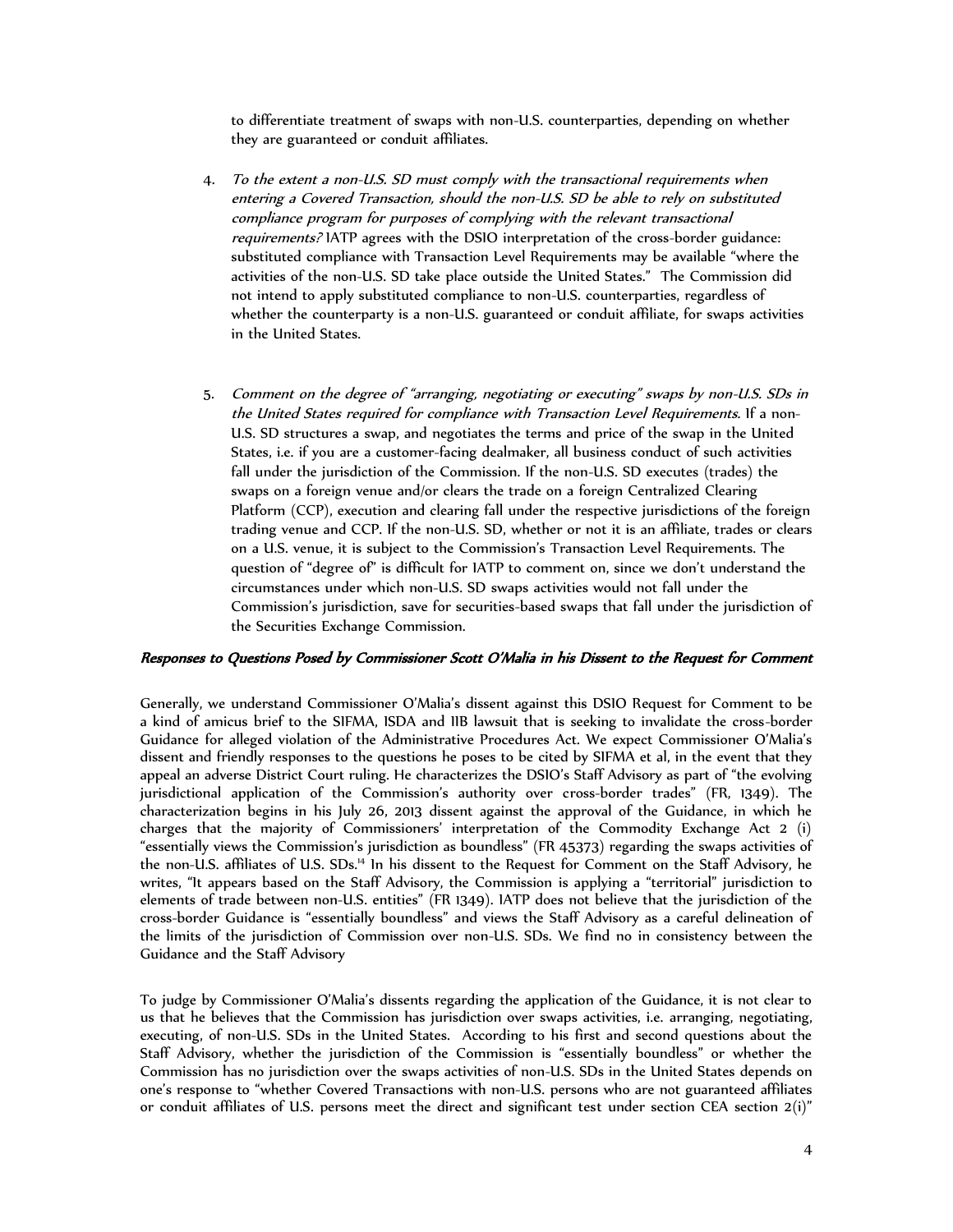to differentiate treatment of swaps with non-U.S. counterparties, depending on whether they are guaranteed or conduit affiliates.

4. *To the extent a non-U.S. SD must comply with the transactional requirements when entering a Covered Transaction, should the non-U.S. SD be able to rely on substituted compliance program for purposes of complying with the relevant transactional requirements?* IATP agrees with the DSIO interpretation of the cross-border guidance: substituted compliance with Transaction Level Requirements may be available "where the activities of the non-U.S. SD take place outside the United States." The Commission did not intend to apply substituted compliance to non-U.S. counterparties, regardless of whether the counterparty is a non-U.S. guaranteed or conduit affiliate, for swaps activities in the United States.

5. *Comment on the degree of "arranging, negotiating or executing" swaps by non-U.S. SDs in the United States required for compliance with Transaction Level Requirements.* If a non-U.S. SD structures a swap, and negotiates the terms and price of the swap in the United States, i.e. if you are a customer-facing dealmaker, all business conduct of such activities fall under the jurisdiction of the Commission. If the non-U.S. SD executes (trades) the swaps on a foreign venue and/or clears the trade on a foreign Centralized Clearing Platform (CCP), execution and clearing fall under the respective jurisdictions of the foreign trading venue and CCP. If the non-U.S. SD, whether or not it is an affiliate, trades or clears on a U.S. venue, it is subject to the Commission's Transaction Level Requirements. The question of "degree of" is difficult for IATP to comment on, since we don't understand the circumstances under which non-U.S. SD swaps activities would not fall under the Commission's jurisdiction, save for securities-based swaps that fall under the jurisdiction of the Securities Exchange Commission.

***Responses to Questions Posed by Commissioner Scott O'Malia in his Dissent to the Request for Comment***

Generally, we understand Commissioner O'Malia's dissent against this DSIO Request for Comment to be a kind of amicus brief to the SIFMA, ISDA and IIB lawsuit that is seeking to invalidate the cross-border Guidance for alleged violation of the Administrative Procedures Act. We expect Commissioner O'Malia's dissent and friendly responses to the questions he poses to be cited by SIFMA et al, in the event that they appeal an adverse District Court ruling. He characterizes the DSIO's Staff Advisory as part of "the evolving jurisdictional application of the Commission's authority over cross-border trades" (FR, 1349). The characterization begins in his July 26, 2013 dissent against the approval of the Guidance, in which he charges that the majority of Commissioners' interpretation of the Commodity Exchange Act 2 (i) "essentially views the Commission's jurisdiction as boundless" (FR 45373) regarding the swaps activities of the non-U.S. affiliates of U.S. SDs.[14] In his dissent to the Request for Comment on the Staff Advisory, he writes, "It appears based on the Staff Advisory, the Commission is applying a "territorial" jurisdiction to elements of trade between non-U.S. entities" (FR 1349). IATP does not believe that the jurisdiction of the cross-border Guidance is "essentially boundless" and views the Staff Advisory as a careful delineation of the limits of the jurisdiction of Commission over non-U.S. SDs. We find no in consistency between the Guidance and the Staff Advisory

To judge by Commissioner O'Malia's dissents regarding the application of the Guidance, it is not clear to us that he believes that the Commission has jurisdiction over swaps activities, i.e. arranging, negotiating, executing, of non-U.S. SDs in the United States. According to his first and second questions about the Staff Advisory, whether the jurisdiction of the Commission is "essentially boundless" or whether the Commission has no jurisdiction over the swaps activities of non-U.S. SDs in the United States depends on one's response to "whether Covered Transactions with non-U.S. persons who are not guaranteed affiliates or conduit affiliates of U.S. persons meet the direct and significant test under section CEA section 2(i)"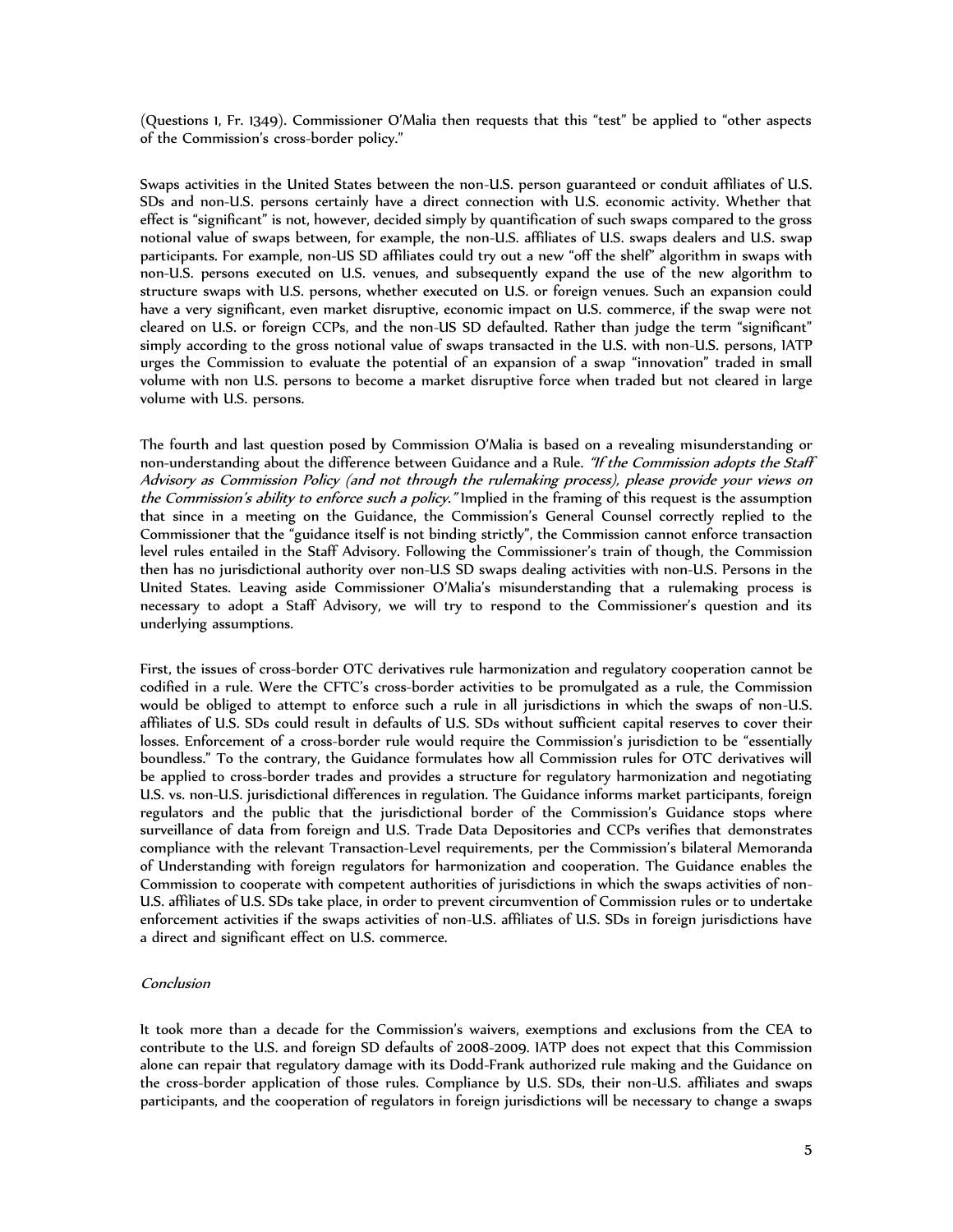(Questions 1, Fr. 1349). Commissioner O'Malia then requests that this "test" be applied to "other aspects of the Commission's cross-border policy."

Swaps activities in the United States between the non-U.S. person guaranteed or conduit affiliates of U.S. SDs and non-U.S. persons certainly have a direct connection with U.S. economic activity. Whether that effect is "significant" is not, however, decided simply by quantification of such swaps compared to the gross notional value of swaps between, for example, the non-U.S. affiliates of U.S. swaps dealers and U.S. swap participants. For example, non-US SD affiliates could try out a new "off the shelf" algorithm in swaps with non-U.S. persons executed on U.S. venues, and subsequently expand the use of the new algorithm to structure swaps with U.S. persons, whether executed on U.S. or foreign venues. Such an expansion could have a very significant, even market disruptive, economic impact on U.S. commerce, if the swap were not cleared on U.S. or foreign CCPs, and the non-US SD defaulted. Rather than judge the term "significant" simply according to the gross notional value of swaps transacted in the U.S. with non-U.S. persons, IATP urges the Commission to evaluate the potential of an expansion of a swap "innovation" traded in small volume with non U.S. persons to become a market disruptive force when traded but not cleared in large volume with U.S. persons.

The fourth and last question posed by Commission O'Malia is based on a revealing misunderstanding or non-understanding about the difference between Guidance and a Rule. *"If the Commission adopts the Staff Advisory as Commission Policy (and not through the rulemaking process), please provide your views on the Commission's ability to enforce such a policy."* Implied in the framing of this request is the assumption that since in a meeting on the Guidance, the Commission's General Counsel correctly replied to the Commissioner that the "guidance itself is not binding strictly", the Commission cannot enforce transaction level rules entailed in the Staff Advisory. Following the Commissioner's train of though, the Commission then has no jurisdictional authority over non-U.S SD swaps dealing activities with non-U.S. Persons in the United States. Leaving aside Commissioner O'Malia's misunderstanding that a rulemaking process is necessary to adopt a Staff Advisory, we will try to respond to the Commissioner's question and its underlying assumptions.

First, the issues of cross-border OTC derivatives rule harmonization and regulatory cooperation cannot be codified in a rule. Were the CFTC's cross-border activities to be promulgated as a rule, the Commission would be obliged to attempt to enforce such a rule in all jurisdictions in which the swaps of non-U.S. affiliates of U.S. SDs could result in defaults of U.S. SDs without sufficient capital reserves to cover their losses. Enforcement of a cross-border rule would require the Commission's jurisdiction to be "essentially boundless." To the contrary, the Guidance formulates how all Commission rules for OTC derivatives will be applied to cross-border trades and provides a structure for regulatory harmonization and negotiating U.S. vs. non-U.S. jurisdictional differences in regulation. The Guidance informs market participants, foreign regulators and the public that the jurisdictional border of the Commission's Guidance stops where surveillance of data from foreign and U.S. Trade Data Depositories and CCPs verifies that demonstrates compliance with the relevant Transaction-Level requirements, per the Commission's bilateral Memoranda of Understanding with foreign regulators for harmonization and cooperation. The Guidance enables the Commission to cooperate with competent authorities of jurisdictions in which the swaps activities of non-U.S. affiliates of U.S. SDs take place, in order to prevent circumvention of Commission rules or to undertake enforcement activities if the swaps activities of non-U.S. affiliates of U.S. SDs in foreign jurisdictions have a direct and significant effect on U.S. commerce.

*Conclusion*

It took more than a decade for the Commission's waivers, exemptions and exclusions from the CEA to contribute to the U.S. and foreign SD defaults of 2008-2009. IATP does not expect that this Commission alone can repair that regulatory damage with its Dodd-Frank authorized rule making and the Guidance on the cross-border application of those rules. Compliance by U.S. SDs, their non-U.S. affiliates and swaps participants, and the cooperation of regulators in foreign jurisdictions will be necessary to change a swaps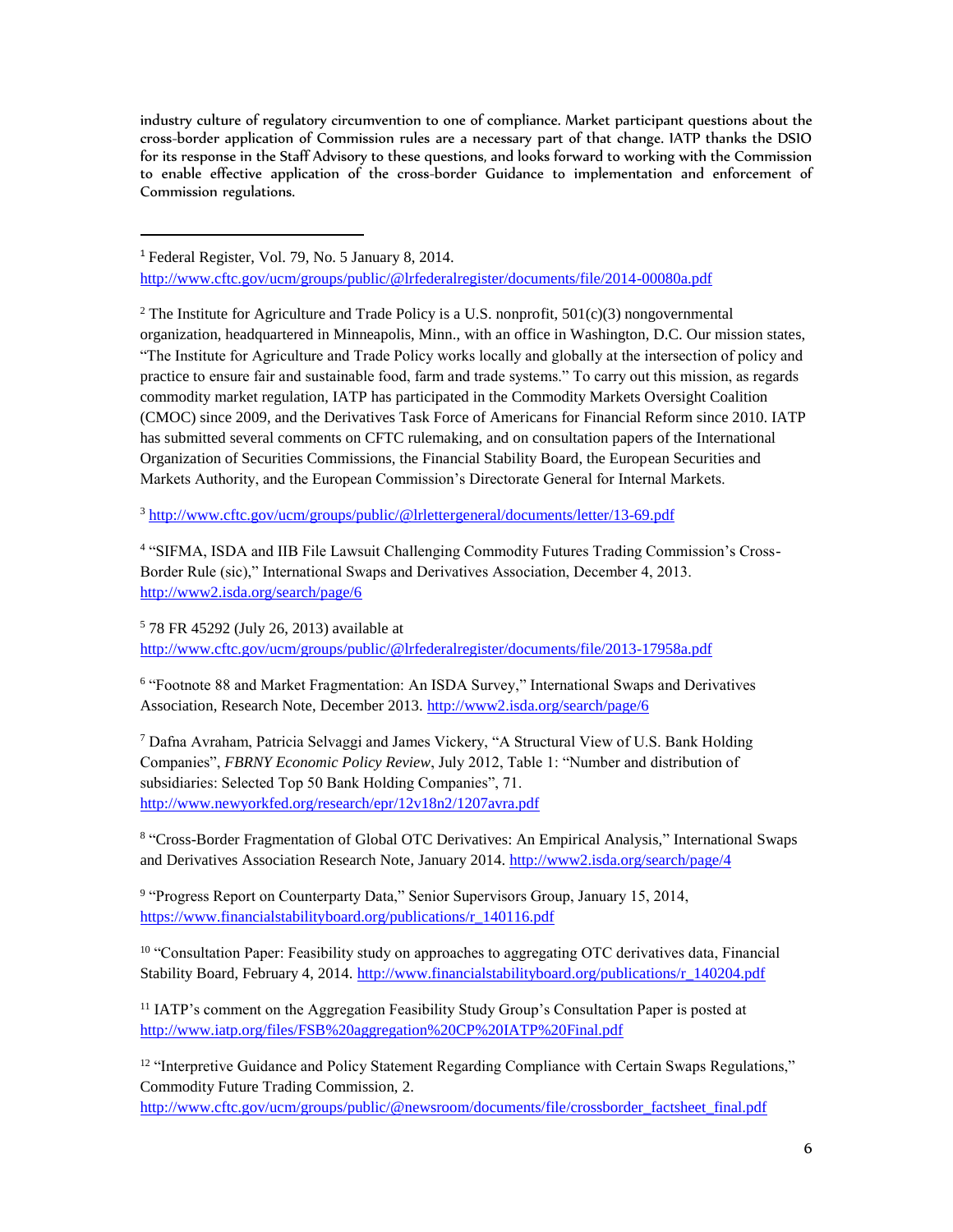industry culture of regulatory circumvention to one of compliance. Market participant questions about the cross-border application of Commission rules are a necessary part of that change. IATP thanks the DSIO for its response in the Staff Advisory to these questions, and looks forward to working with the Commission to enable effective application of the cross-border Guidance to implementation and enforcement of Commission regulations.

---

[1] Federal Register, Vol. 79, No. 5 January 8, 2014. http://www.cftc.gov/ucm/groups/public/@lrfederalregister/documents/file/2014-00080a.pdf

[2] The Institute for Agriculture and Trade Policy is a U.S. nonprofit, 501(c)(3) nongovernmental organization, headquartered in Minneapolis, Minn., with an office in Washington, D.C. Our mission states, "The Institute for Agriculture and Trade Policy works locally and globally at the intersection of policy and practice to ensure fair and sustainable food, farm and trade systems." To carry out this mission, as regards commodity market regulation, IATP has participated in the Commodity Markets Oversight Coalition (CMOC) since 2009, and the Derivatives Task Force of Americans for Financial Reform since 2010. IATP has submitted several comments on CFTC rulemaking, and on consultation papers of the International Organization of Securities Commissions, the Financial Stability Board, the European Securities and Markets Authority, and the European Commission's Directorate General for Internal Markets.

[3] http://www.cftc.gov/ucm/groups/public/@lrlettergeneral/documents/letter/13-69.pdf

[4] "SIFMA, ISDA and IIB File Lawsuit Challenging Commodity Futures Trading Commission's Cross-Border Rule (sic)," International Swaps and Derivatives Association, December 4, 2013. http://www2.isda.org/search/page/6

[5] 78 FR 45292 (July 26, 2013) available at http://www.cftc.gov/ucm/groups/public/@lrfederalregister/documents/file/2013-17958a.pdf

[6] "Footnote 88 and Market Fragmentation: An ISDA Survey," International Swaps and Derivatives Association, Research Note, December 2013. http://www2.isda.org/search/page/6

[7] Dafna Avraham, Patricia Selvaggi and James Vickery, "A Structural View of U.S. Bank Holding Companies", *FBRNY Economic Policy Review*, July 2012, Table 1: "Number and distribution of subsidiaries: Selected Top 50 Bank Holding Companies", 71. http://www.newyorkfed.org/research/epr/12v18n2/1207avra.pdf

[8] "Cross-Border Fragmentation of Global OTC Derivatives: An Empirical Analysis," International Swaps and Derivatives Association Research Note, January 2014. http://www2.isda.org/search/page/4

[9] "Progress Report on Counterparty Data," Senior Supervisors Group, January 15, 2014, https://www.financialstabilityboard.org/publications/r_140116.pdf

[10] "Consultation Paper: Feasibility study on approaches to aggregating OTC derivatives data, Financial Stability Board, February 4, 2014. http://www.financialstabilityboard.org/publications/r_140204.pdf

[11] IATP's comment on the Aggregation Feasibility Study Group's Consultation Paper is posted at http://www.iatp.org/files/FSB%20aggregation%20CP%20IATP%20Final.pdf

[12] "Interpretive Guidance and Policy Statement Regarding Compliance with Certain Swaps Regulations," Commodity Future Trading Commission, 2. http://www.cftc.gov/ucm/groups/public/@newsroom/documents/file/crossborder_factsheet_final.pdf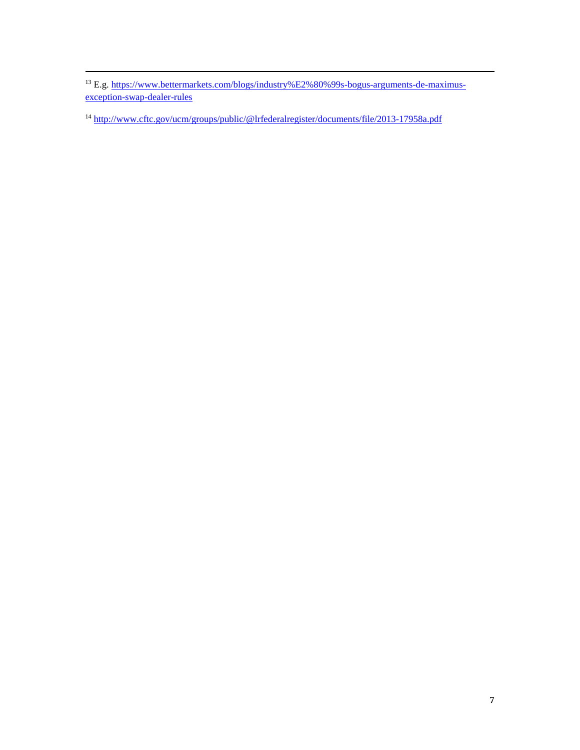[13] E.g. https://www.bettermarkets.com/blogs/industry%E2%80%99s-bogus-arguments-de-maximus-exception-swap-dealer-rules

[14] http://www.cftc.gov/ucm/groups/public/@lrfederalregister/documents/file/2013-17958a.pdf